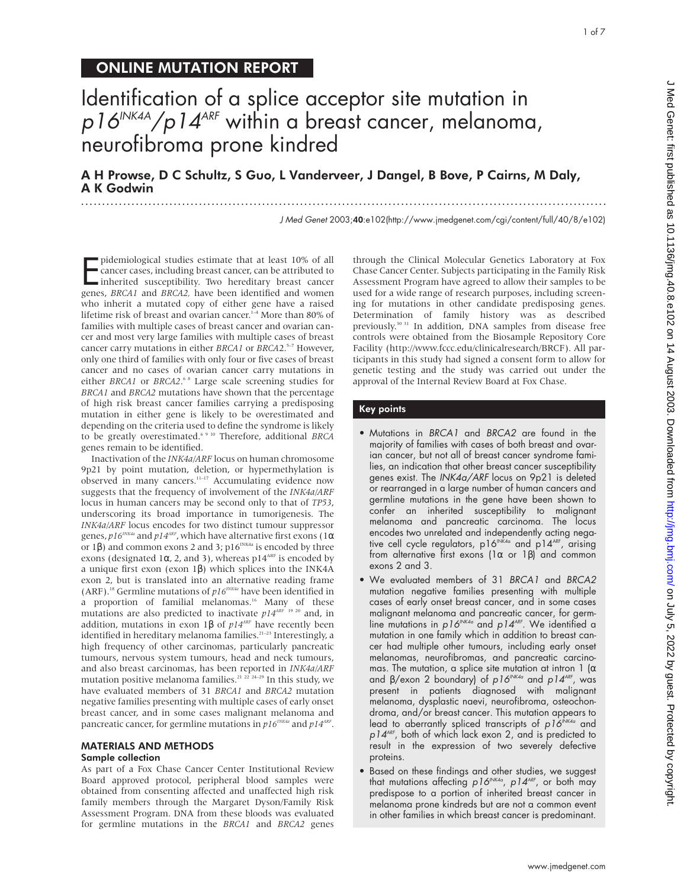ONLINE MUTATION REPORT

# Identification of a splice acceptor site mutation in $p16^{INK4A}/p14^{ARF}$ within a breast cancer, melanoma, neurofibroma prone kindred

**A H Prowse, D C Schultz, S Guo, L Vanderveer, J Dangel, B Bove, P Cairns, M Daly, A K Godwin**

J Med Genet 2003;**40**:e102(http://www.jmedgenet.com/cgi/content/full/40/8/e102)

Epidemiological studies estimate that at least 10% of all cancer cases, including breast cancer, can be attributed to inherited susceptibility. Two hereditary breast cancer genes, *BRCA1* and *BRCA2,* have been identified and women who inherit a mutated copy of either gene have a raised lifetime risk of breast and ovarian cancer.[1–4] More than 80% of families with multiple cases of breast cancer and ovarian cancer and most very large families with multiple cases of breast cancer carry mutations in either *BRCA1* or *BRCA2*.[5–7] However, only one third of families with only four or five cases of breast cancer and no cases of ovarian cancer carry mutations in either *BRCA1* or *BRCA2*.[6,8] Large scale screening studies for *BRCA1* and *BRCA2* mutations have shown that the percentage of high risk breast cancer families carrying a predisposing mutation in either gene is likely to be overestimated and depending on the criteria used to define the syndrome is likely to be greatly overestimated.[6,9,10] Therefore, additional *BRCA* genes remain to be identified.

Inactivation of the *INK4a/ARF* locus on human chromosome 9p21 by point mutation, deletion, or hypermethylation is observed in many cancers.[11–17] Accumulating evidence now suggests that the frequency of involvement of the *INK4a/ARF* locus in human cancers may be second only to that of *TP53*, underscoring its broad importance in tumorigenesis. The *INK4a/ARF* locus encodes for two distinct tumour suppressor genes, $p16^{INK4a}$ and $p14^{ARF}$, which have alternative first exons (1α or 1β) and common exons 2 and 3; $p16^{INK4a}$ is encoded by three exons (designated 1α, 2, and 3), whereas $p14^{ARF}$ is encoded by a unique first exon (exon 1β) which splices into the INK4A exon 2, but is translated into an alternative reading frame (ARF).[18] Germline mutations of $p16^{INK4a}$ have been identified in a proportion of familial melanomas.[16] Many of these mutations are also predicted to inactivate $p14^{ARF}$ [19,20] and, in addition, mutations in exon 1β of $p14^{ARF}$ have recently been identified in hereditary melanoma families.[21–23] Interestingly, a high frequency of other carcinomas, particularly pancreatic tumours, nervous system tumours, head and neck tumours, and also breast carcinomas, has been reported in *INK4a/ARF* mutation positive melanoma families.[21,22,24–29] In this study, we have evaluated members of 31 *BRCA1* and *BRCA2* mutation negative families presenting with multiple cases of early onset breast cancer, and in some cases malignant melanoma and pancreatic cancer, for germline mutations in $p16^{INK4a}$ and $p14^{ARF}$.

## MATERIALS AND METHODS

### Sample collection

As part of a Fox Chase Cancer Center Institutional Review Board approved protocol, peripheral blood samples were obtained from consenting affected and unaffected high risk family members through the Margaret Dyson/Family Risk Assessment Program. DNA from these bloods was evaluated for germline mutations in the *BRCA1* and *BRCA2* genes through the Clinical Molecular Genetics Laboratory at Fox Chase Cancer Center. Subjects participating in the Family Risk Assessment Program have agreed to allow their samples to be used for a wide range of research purposes, including screening for mutations in other candidate predisposing genes. Determination of family history was as described previously.[30,31] In addition, DNA samples from disease free controls were obtained from the Biosample Repository Core Facility (http://www.fccc.edu/clinicalresearch/BRCF). All participants in this study had signed a consent form to allow for genetic testing and the study was carried out under the approval of the Internal Review Board at Fox Chase.

### Key points

- Mutations in *BRCA1* and *BRCA2* are found in the majority of families with cases of both breast and ovarian cancer, but not all of breast cancer syndrome families, an indication that other breast cancer susceptibility genes exist. The *INK4a/ARF* locus on 9p21 is deleted or rearranged in a large number of human cancers and germline mutations in the gene have been shown to confer an inherited susceptibility to malignant melanoma and pancreatic carcinoma. The locus encodes two unrelated and independently acting negative cell cycle regulators, $p16^{INK4a}$ and $p14^{ARF}$, arising from alternative first exons (1α or 1β) and common exons 2 and 3.
- We evaluated members of 31 *BRCA1* and *BRCA2* mutation negative families presenting with multiple cases of early onset breast cancer, and in some cases malignant melanoma and pancreatic cancer, for germline mutations in $p16^{INK4a}$ and $p14^{ARF}$. We identified a mutation in one family which in addition to breast cancer had multiple other tumours, including early onset melanomas, neurofibromas, and pancreatic carcinomas. The mutation, a splice site mutation at intron 1 (α and β/exon 2 boundary) of $p16^{INK4a}$ and $p14^{ARF}$, was present in patients diagnosed with malignant melanoma, dysplastic naevi, neurofibroma, osteochondroma, and/or breast cancer. This mutation appears to lead to aberrantly spliced transcripts of $p16^{INK4a}$ and $p14^{ARF}$, both of which lack exon 2, and is predicted to result in the expression of two severely defective proteins.
- Based on these findings and other studies, we suggest that mutations affecting $p16^{INK4a}$, $p14^{ARF}$, or both may predispose to a portion of inherited breast cancer in melanoma prone kindreds but are not a common event in other families in which breast cancer is predominant.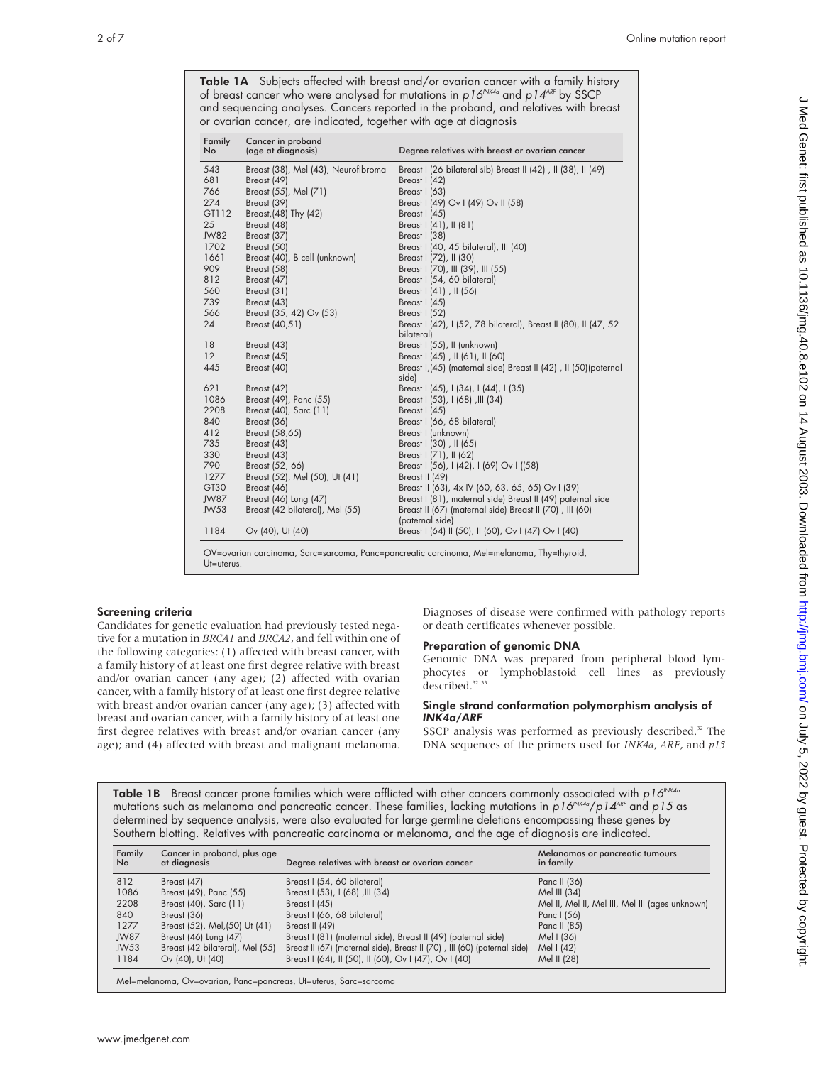**Table 1A** Subjects affected with breast and/or ovarian cancer with a family history of breast cancer who were analysed for mutations in $p16^{INK4a}$ and $p14^{ARF}$ by SSCP and sequencing analyses. Cancers reported in the proband, and relatives with breast or ovarian cancer, are indicated, together with age at diagnosis

| Family No | Cancer in proband (age at diagnosis) | Degree relatives with breast or ovarian cancer |
|---|---|---|
| 543 | Breast (38), Mel (43), Neurofibroma | Breast I (26 bilateral sib) Breast II (42) , II (38), II (49) |
| 681 | Breast (49) | Breast I (42) |
| 766 | Breast (55), Mel (71) | Breast I (63) |
| 274 | Breast (39) | Breast I (49) Ov I (49) Ov II (58) |
| GT112 | Breast,(48) Thy (42) | Breast I (45) |
| 25 | Breast (48) | Breast I (41), II (81) |
| JW82 | Breast (37) | Breast I (38) |
| 1702 | Breast (50) | Breast I (40, 45 bilateral), III (40) |
| 1661 | Breast (40), B cell (unknown) | Breast I (72), II (30) |
| 909 | Breast (58) | Breast I (70), III (39), III (55) |
| 812 | Breast (47) | Breast I (54, 60 bilateral) |
| 560 | Breast (31) | Breast I (41) , II (56) |
| 739 | Breast (43) | Breast I (45) |
| 566 | Breast (35, 42) Ov (53) | Breast I (52) |
| 24 | Breast (40,51) | Breast I (42), I (52, 78 bilateral), Breast II (80), II (47, 52 bilateral) |
| 18 | Breast (43) | Breast I (55), II (unknown) |
| 12 | Breast (45) | Breast I (45) , II (61), II (60) |
| 445 | Breast (40) | Breast I,(45) (maternal side) Breast II (42) , II (50)(paternal side) |
| 621 | Breast (42) | Breast I (45), I (34), I (44), I (35) |
| 1086 | Breast (49), Panc (55) | Breast I (53), I (68) ,III (34) |
| 2208 | Breast (40), Sarc (11) | Breast I (45) |
| 840 | Breast (36) | Breast I (66, 68 bilateral) |
| 412 | Breast (58,65) | Breast I (unknown) |
| 735 | Breast (43) | Breast I (30) , II (65) |
| 330 | Breast (43) | Breast I (71), II (62) |
| 790 | Breast (52, 66) | Breast I (56), I (42), I (69) Ov I ((58) |
| 1277 | Breast (52), Mel (50), Ut (41) | Breast II (49) |
| GT30 | Breast (46) | Breast II (63), 4x IV (60, 63, 65, 65) Ov I (39) |
| JW87 | Breast (46) Lung (47) | Breast I (81), maternal side) Breast II (49) paternal side |
| JW53 | Breast (42 bilateral), Mel (55) | Breast II (67) (maternal side) Breast II (70) , III (60) (paternal side) |
| 1184 | Ov (40), Ut (40) | Breast I (64) II (50), II (60), Ov I (47) Ov I (40) |

OV=ovarian carcinoma, Sarc=sarcoma, Panc=pancreatic carcinoma, Mel=melanoma, Thy=thyroid, Ut=uterus.

### Screening criteria

Candidates for genetic evaluation had previously tested negative for a mutation in *BRCA1* and *BRCA2*, and fell within one of the following categories: (1) affected with breast cancer, with a family history of at least one first degree relative with breast and/or ovarian cancer (any age); (2) affected with ovarian cancer, with a family history of at least one first degree relative with breast and/or ovarian cancer (any age); (3) affected with breast and ovarian cancer, with a family history of at least one first degree relatives with breast and/or ovarian cancer (any age); and (4) affected with breast and malignant melanoma. Diagnoses of disease were confirmed with pathology reports or death certificates whenever possible.

### Preparation of genomic DNA

Genomic DNA was prepared from peripheral blood lymphocytes or lymphoblastoid cell lines as previously described.[32 33]

### Single strand conformation polymorphism analysis of *INK4a/ARF*

SSCP analysis was performed as previously described.[32] The DNA sequences of the primers used for *INK4a*, *ARF*, and *p15*

**Table 1B** Breast cancer prone families which were afflicted with other cancers commonly associated with $p16^{INK4a}$ mutations such as melanoma and pancreatic cancer. These families, lacking mutations in $p16^{INK4a}/p14^{ARF}$ and *p15* as determined by sequence analysis, were also evaluated for large germline deletions encompassing these genes by Southern blotting. Relatives with pancreatic carcinoma or melanoma, and the age of diagnosis are indicated.

| Family No | Cancer in proband, plus age at diagnosis | Degree relatives with breast or ovarian cancer | Melanomas or pancreatic tumours in family |
|---|---|---|---|
| 812 | Breast (47) | Breast I (54, 60 bilateral) | Panc II (36) |
| 1086 | Breast (49), Panc (55) | Breast I (53), I (68) ,III (34) | Mel III (34) |
| 2208 | Breast (40), Sarc (11) | Breast I (45) | Mel II, Mel II, Mel III, Mel III (ages unknown) |
| 840 | Breast (36) | Breast I (66, 68 bilateral) | Panc I (56) |
| 1277 | Breast (52), Mel,(50) Ut (41) | Breast II (49) | Panc II (85) |
| JW87 | Breast (46) Lung (47) | Breast I (81) (maternal side), Breast II (49) (paternal side) | Mel I (36) |
| JW53 | Breast (42 bilateral), Mel (55) | Breast II (67) (maternal side), Breast II (70) , III (60) (paternal side) | Mel I (42) |
| 1184 | Ov (40), Ut (40) | Breast I (64), II (50), II (60), Ov I (47), Ov I (40) | Mel II (28) |

Mel=melanoma, Ov=ovarian, Panc=pancreas, Ut=uterus, Sarc=sarcoma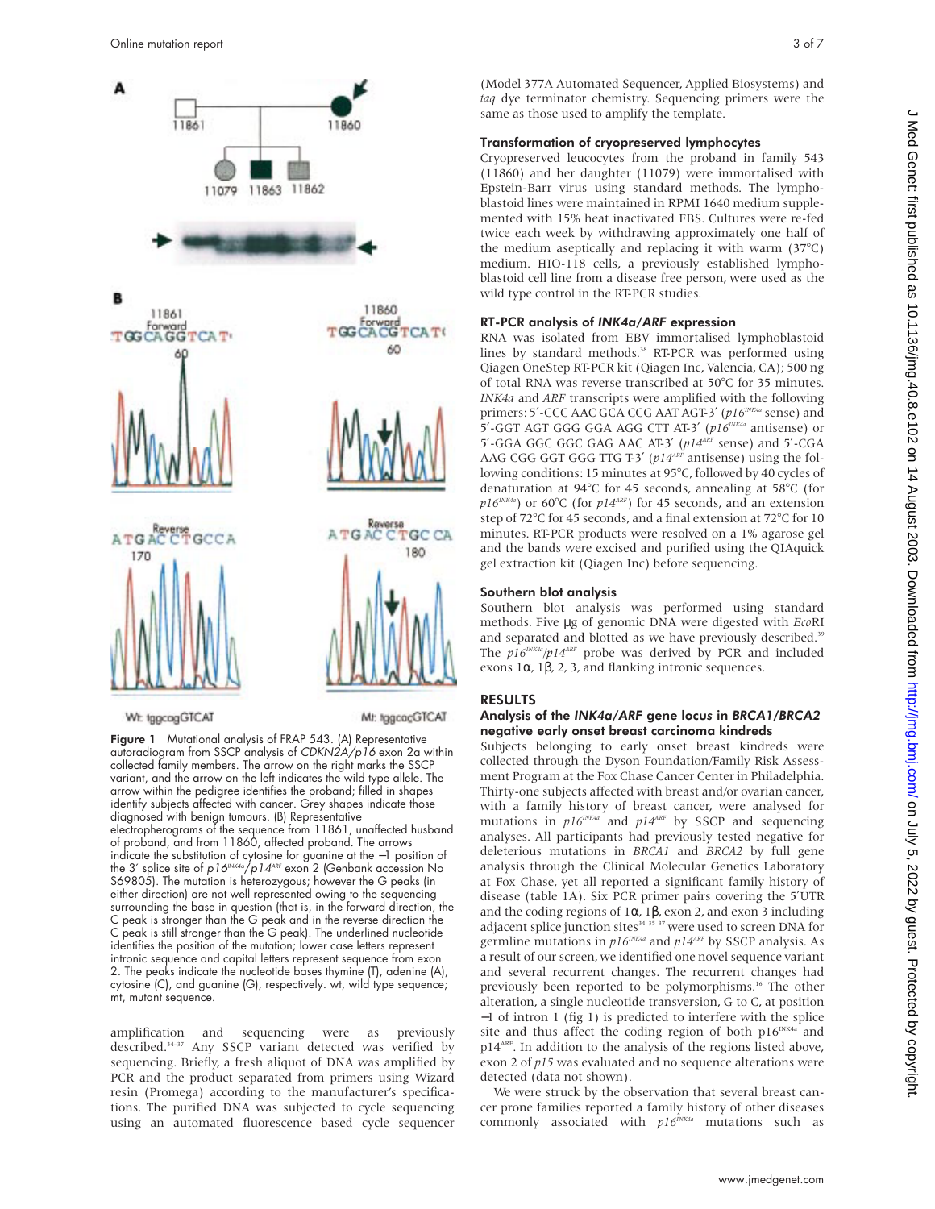Figure 1 Mutational analysis of FRAP 543. (A) Representative autoradiogram from SSCP analysis of *CDKN2A/p16* exon 2a within collected family members. The arrow on the right marks the SSCP variant, and the arrow on the left indicates the wild type allele. The arrow within the pedigree identifies the proband; filled in shapes identify subjects affected with cancer. Grey shapes indicate those diagnosed with benign tumours. (B) Representative electropherograms of the sequence from 11861, unaffected husband of proband, and from 11860, affected proband. The arrows indicate the substitution of cytosine for guanine at the −1 position of the 3′ splice site of $p16^{INK4a}/p14^{ARF}$ exon 2 (Genbank accession No S69805). The mutation is heterozygous; however the G peaks (in either direction) are not well represented owing to the sequencing surrounding the base in question (that is, in the forward direction, the C peak is stronger than the G peak and in the reverse direction the C peak is still stronger than the G peak). The underlined nucleotide identifies the position of the mutation; lower case letters represent intronic sequence and capital letters represent sequence from exon 2. The peaks indicate the nucleotide bases thymine (T), adenine (A), cytosine (C), and guanine (G), respectively. wt, wild type sequence; mt, mutant sequence.

amplification and sequencing were as previously described.[34–37] Any SSCP variant detected was verified by sequencing. Briefly, a fresh aliquot of DNA was amplified by PCR and the product separated from primers using Wizard resin (Promega) according to the manufacturer's specifications. The purified DNA was subjected to cycle sequencing using an automated fluorescence based cycle sequencer (Model 377A Automated Sequencer, Applied Biosystems) and *taq* dye terminator chemistry. Sequencing primers were the same as those used to amplify the template.

### Transformation of cryopreserved lymphocytes

Cryopreserved leucocytes from the proband in family 543 (11860) and her daughter (11079) were immortalised with Epstein-Barr virus using standard methods. The lymphoblastoid lines were maintained in RPMI 1640 medium supplemented with 15% heat inactivated FBS. Cultures were re-fed twice each week by withdrawing approximately one half of the medium aseptically and replacing it with warm (37°C) medium. HIO-118 cells, a previously established lymphoblastoid cell line from a disease free person, were used as the wild type control in the RT-PCR studies.

### RT-PCR analysis of *INK4a/ARF* expression

RNA was isolated from EBV immortalised lymphoblastoid lines by standard methods.[38] RT-PCR was performed using Qiagen OneStep RT-PCR kit (Qiagen Inc, Valencia, CA); 500 ng of total RNA was reverse transcribed at 50°C for 35 minutes. *INK4a* and *ARF* transcripts were amplified with the following primers: 5′-CCC AAC GCA CCG AAT AGT-3′ ($p16^{INK4a}$ sense) and 5′-GGT AGT GGG GGA AGG CTT AT-3′ ($p16^{INK4a}$ antisense) or 5′-GGA GGC GGC GAG AAC AT-3′ ($p14^{ARF}$ sense) and 5′-CGA AAG CGG GGT GGG TTG T-3′ ($p14^{ARF}$ antisense) using the following conditions: 15 minutes at 95°C, followed by 40 cycles of denaturation at 94°C for 45 seconds, annealing at 58°C (for $p16^{INK4a}$) or 60°C (for $p14^{ARF}$) for 45 seconds, and an extension step of 72°C for 45 seconds, and a final extension at 72°C for 10 minutes. RT-PCR products were resolved on a 1% agarose gel and the bands were excised and purified using the QIAquick gel extraction kit (Qiagen Inc) before sequencing.

### Southern blot analysis

Southern blot analysis was performed using standard methods. Five μg of genomic DNA were digested with *Eco*RI and separated and blotted as we have previously described.[39] The $p16^{INK4a}/p14^{ARF}$ probe was derived by PCR and included exons 1α, 1β, 2, 3, and flanking intronic sequences.

## RESULTS

### Analysis of the *INK4a/ARF* gene locus in *BRCA1/BRCA2* negative early onset breast carcinoma kindreds

Subjects belonging to early onset breast kindreds were collected through the Dyson Foundation/Family Risk Assessment Program at the Fox Chase Cancer Center in Philadelphia. Thirty-one subjects affected with breast and/or ovarian cancer, with a family history of breast cancer, were analysed for mutations in $p16^{INK4a}$ and $p14^{ARF}$ by SSCP and sequencing analyses. All participants had previously tested negative for deleterious mutations in *BRCA1* and *BRCA2* by full gene analysis through the Clinical Molecular Genetics Laboratory at Fox Chase, yet all reported a significant family history of disease (table 1A). Six PCR primer pairs covering the 5′UTR and the coding regions of 1α, 1β, exon 2, and exon 3 including adjacent splice junction sites[34 35 37] were used to screen DNA for germline mutations in $p16^{INK4a}$ and $p14^{ARF}$ by SSCP analysis. As a result of our screen, we identified one novel sequence variant and several recurrent changes. The recurrent changes had previously been reported to be polymorphisms.[16] The other alteration, a single nucleotide transversion, G to C, at position −1 of intron 1 (fig 1) is predicted to interfere with the splice site and thus affect the coding region of both $p16^{INK4a}$ and $p14^{ARF}$. In addition to the analysis of the regions listed above, exon 2 of *p15* was evaluated and no sequence alterations were detected (data not shown).

We were struck by the observation that several breast cancer prone families reported a family history of other diseases commonly associated with $p16^{INK4a}$ mutations such as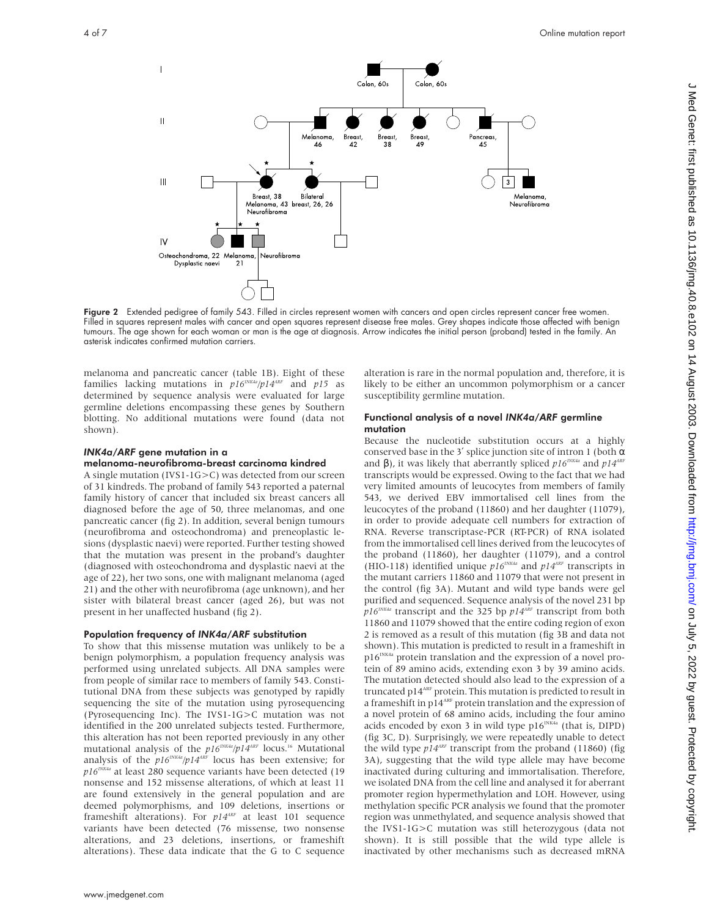Figure 2 Extended pedigree of family 543. Filled in circles represent women with cancers and open circles represent cancer free women. Filled in squares represent males with cancer and open squares represent disease free males. Grey shapes indicate those affected with benign tumours. The age shown for each woman or man is the age at diagnosis. Arrow indicates the initial person (proband) tested in the family. An asterisk indicates confirmed mutation carriers.

melanoma and pancreatic cancer (table 1B). Eight of these families lacking mutations in *p16*$^{INK4a}$/*p14*$^{ARF}$ and *p15* as determined by sequence analysis were evaluated for large germline deletions encompassing these genes by Southern blotting. No additional mutations were found (data not shown).

### *INK4a/ARF* gene mutation in a melanoma-neurofibroma-breast carcinoma kindred

A single mutation (IVS1-1G>C) was detected from our screen of 31 kindreds. The proband of family 543 reported a paternal family history of cancer that included six breast cancers all diagnosed before the age of 50, three melanomas, and one pancreatic cancer (fig 2). In addition, several benign tumours (neurofibroma and osteochondroma) and preneoplastic lesions (dysplastic naevi) were reported. Further testing showed that the mutation was present in the proband's daughter (diagnosed with osteochondroma and dysplastic naevi at the age of 22), her two sons, one with malignant melanoma (aged 21) and the other with neurofibroma (age unknown), and her sister with bilateral breast cancer (aged 26), but was not present in her unaffected husband (fig 2).

### Population frequency of *INK4a/ARF* substitution

To show that this missense mutation was unlikely to be a benign polymorphism, a population frequency analysis was performed using unrelated subjects. All DNA samples were from people of similar race to members of family 543. Constitutional DNA from these subjects was genotyped by rapidly sequencing the site of the mutation using pyrosequencing (Pyrosequencing Inc). The IVS1-1G>C mutation was not identified in the 200 unrelated subjects tested. Furthermore, this alteration has not been reported previously in any other mutational analysis of the *p16*$^{INK4a}$/*p14*$^{ARF}$ locus.[16] Mutational analysis of the *p16*$^{INK4a}$/*p14*$^{ARF}$ locus has been extensive; for *p16*$^{INK4a}$ at least 280 sequence variants have been detected (19 nonsense and 152 missense alterations, of which at least 11 are found extensively in the general population and are deemed polymorphisms, and 109 deletions, insertions or frameshift alterations). For *p14*$^{ARF}$ at least 101 sequence variants have been detected (76 missense, two nonsense alterations, and 23 deletions, insertions, or frameshift alterations). These data indicate that the G to C sequence alteration is rare in the normal population and, therefore, it is likely to be either an uncommon polymorphism or a cancer susceptibility germline mutation.

### Functional analysis of a novel *INK4a/ARF* germline mutation

Because the nucleotide substitution occurs at a highly conserved base in the 3′ splice junction site of intron 1 (both α and β), it was likely that aberrantly spliced *p16*$^{INK4a}$ and *p14*$^{ARF}$ transcripts would be expressed. Owing to the fact that we had very limited amounts of leucocytes from members of family 543, we derived EBV immortalised cell lines from the leucocytes of the proband (11860) and her daughter (11079), in order to provide adequate cell numbers for extraction of RNA. Reverse transcriptase-PCR (RT-PCR) of RNA isolated from the immortalised cell lines derived from the leucocytes of the proband (11860), her daughter (11079), and a control (HIO-118) identified unique *p16*$^{INK4a}$ and *p14*$^{ARF}$ transcripts in the mutant carriers 11860 and 11079 that were not present in the control (fig 3A). Mutant and wild type bands were gel purified and sequenced. Sequence analysis of the novel 231 bp *p16*$^{INK4a}$ transcript and the 325 bp *p14*$^{ARF}$ transcript from both 11860 and 11079 showed that the entire coding region of exon 2 is removed as a result of this mutation (fig 3B and data not shown). This mutation is predicted to result in a frameshift in p16$^{INK4a}$ protein translation and the expression of a novel protein of 89 amino acids, extending exon 3 by 39 amino acids. The mutation detected should also lead to the expression of a truncated p14$^{ARF}$ protein. This mutation is predicted to result in a frameshift in p14$^{ARF}$ protein translation and the expression of a novel protein of 68 amino acids, including the four amino acids encoded by exon 3 in wild type p16$^{INK4a}$ (that is, DIPD) (fig 3C, D). Surprisingly, we were repeatedly unable to detect the wild type *p14*$^{ARF}$ transcript from the proband (11860) (fig 3A), suggesting that the wild type allele may have become inactivated during culturing and immortalisation. Therefore, we isolated DNA from the cell line and analysed it for aberrant promoter region hypermethylation and LOH. However, using methylation specific PCR analysis we found that the promoter region was unmethylated, and sequence analysis showed that the IVS1-1G>C mutation was still heterozygous (data not shown). It is still possible that the wild type allele is inactivated by other mechanisms such as decreased mRNA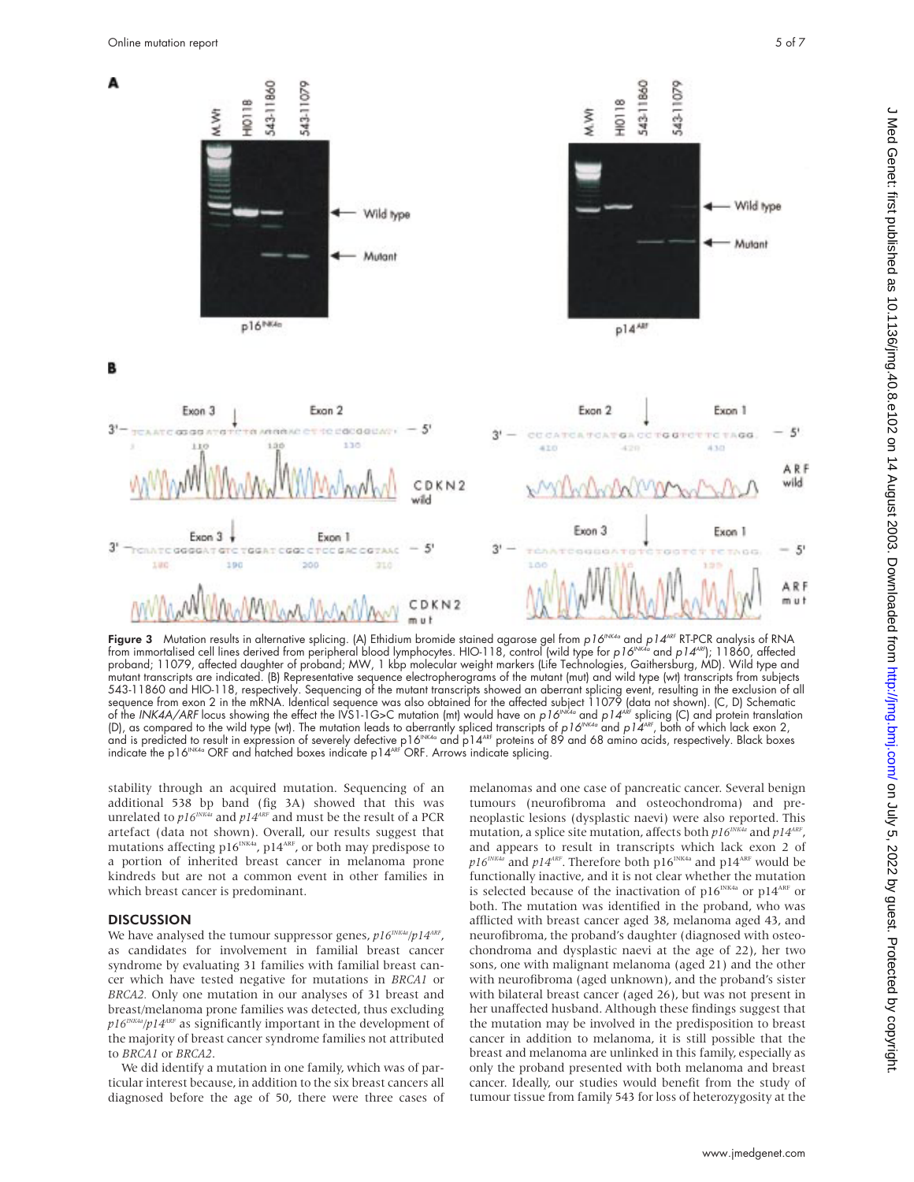**Figure 3** Mutation results in alternative splicing. (A) Ethidium bromide stained agarose gel from $p16^{INK4a}$ and $p14^{ARF}$ RT-PCR analysis of RNA from immortalised cell lines derived from peripheral blood lymphocytes. HIO-118, control (wild type for $p16^{INK4a}$ and $p14^{ARF}$); 11860, affected proband; 11079, affected daughter of proband; MW, 1 kbp molecular weight markers (Life Technologies, Gaithersburg, MD). Wild type and mutant transcripts are indicated. (B) Representative sequence electropherograms of the mutant (mut) and wild type (wt) transcripts from subjects 543-11860 and HIO-118, respectively. Sequencing of the mutant transcripts showed an aberrant splicing event, resulting in the exclusion of all sequence from exon 2 in the mRNA. Identical sequence was also obtained for the affected subject 11079 (data not shown). (C, D) Schematic of the *INK4A/ARF* locus showing the effect the IVS1-1G>C mutation (mt) would have on $p16^{INK4a}$ and $p14^{ARF}$ splicing (C) and protein translation (D), as compared to the wild type (wt). The mutation leads to aberrantly spliced transcripts of $p16^{INK4a}$ and $p14^{ARF}$, both of which lack exon 2, and is predicted to result in expression of severely defective $p16^{INK4a}$ and $p14^{ARF}$ proteins of 89 and 68 amino acids, respectively. Black boxes indicate the $p16^{INK4a}$ ORF and hatched boxes indicate $p14^{ARF}$ ORF. Arrows indicate splicing.

stability through an acquired mutation. Sequencing of an additional 538 bp band (fig 3A) showed that this was unrelated to $p16^{INK4a}$ and $p14^{ARF}$ and must be the result of a PCR artefact (data not shown). Overall, our results suggest that mutations affecting $p16^{INK4a}$, $p14^{ARF}$, or both may predispose to a portion of inherited breast cancer in melanoma prone kindreds but are not a common event in other families in which breast cancer is predominant.

## DISCUSSION

We have analysed the tumour suppressor genes, $p16^{INK4a}/p14^{ARF}$, as candidates for involvement in familial breast cancer syndrome by evaluating 31 families with familial breast cancer which have tested negative for mutations in *BRCA1* or *BRCA2*. Only one mutation in our analyses of 31 breast and breast/melanoma prone families was detected, thus excluding $p16^{INK4a}/p14^{ARF}$ as significantly important in the development of the majority of breast cancer syndrome families not attributed to *BRCA1* or *BRCA2*.

We did identify a mutation in one family, which was of particular interest because, in addition to the six breast cancers all diagnosed before the age of 50, there were three cases of melanomas and one case of pancreatic cancer. Several benign tumours (neurofibroma and osteochondroma) and preneoplastic lesions (dysplastic naevi) were also reported. This mutation, a splice site mutation, affects both $p16^{INK4a}$ and $p14^{ARF}$, and appears to result in transcripts which lack exon 2 of $p16^{INK4a}$ and $p14^{ARF}$. Therefore both $p16^{INK4a}$ and $p14^{ARF}$ would be functionally inactive, and it is not clear whether the mutation is selected because of the inactivation of $p16^{INK4a}$ or $p14^{ARF}$ or both. The mutation was identified in the proband, who was afflicted with breast cancer aged 38, melanoma aged 43, and neurofibroma, the proband's daughter (diagnosed with osteochondroma and dysplastic naevi at the age of 22), her two sons, one with malignant melanoma (aged 21) and the other with neurofibroma (aged unknown), and the proband's sister with bilateral breast cancer (aged 26), but was not present in her unaffected husband. Although these findings suggest that the mutation may be involved in the predisposition to breast cancer in addition to melanoma, it is still possible that the breast and melanoma are unlinked in this family, especially as only the proband presented with both melanoma and breast cancer. Ideally, our studies would benefit from the study of tumour tissue from family 543 for loss of heterozygosity at the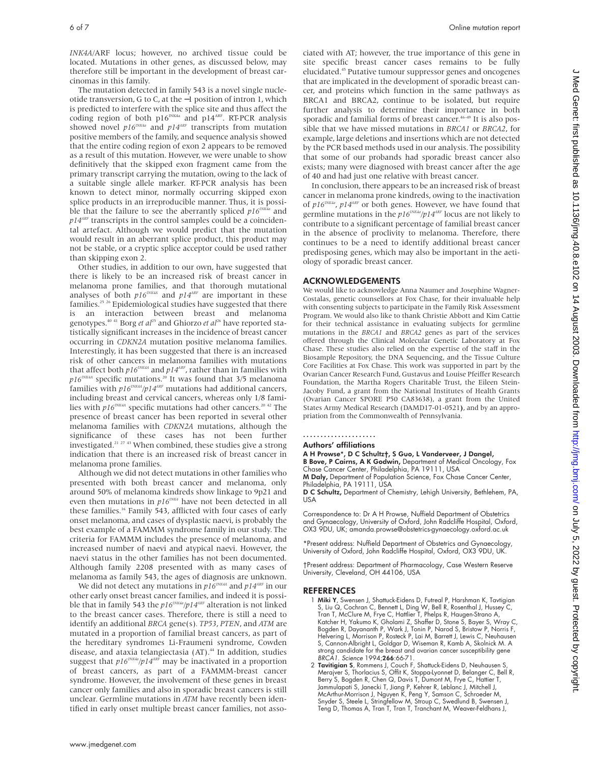*INK4A*/ARF locus; however, no archived tissue could be located. Mutations in other genes, as discussed below, may therefore still be important in the development of breast carcinomas in this family.

The mutation detected in family 543 is a novel single nucleotide transversion, G to C, at the −1 position of intron 1, which is predicted to interfere with the splice site and thus affect the coding region of both p16[INK4a] and p14[ARF]. RT-PCR analysis showed novel *p16[INK4a]* and *p14[ARF]* transcripts from mutation positive members of the family, and sequence analysis showed that the entire coding region of exon 2 appears to be removed as a result of this mutation. However, we were unable to show definitively that the skipped exon fragment came from the primary transcript carrying the mutation, owing to the lack of a suitable single allele marker. RT-PCR analysis has been known to detect minor, normally occurring skipped exon splice products in an irreproducible manner. Thus, it is possible that the failure to see the aberrantly spliced *p16[INK4a]* and *p14[ARF]* transcripts in the control samples could be a coincidental artefact. Although we would predict that the mutation would result in an aberrant splice product, this product may not be stable, or a cryptic splice acceptor could be used rather than skipping exon 2.

Other studies, in addition to our own, have suggested that there is likely to be an increased risk of breast cancer in melanoma prone families, and that thorough mutational analyses of both *p16[INK4A]* and *p14[ARF]* are important in these families.[25 26] Epidemiological studies have suggested that there is an interaction between breast and melanoma genotypes.[40 41] Borg *et al*[25] and Ghiorzo *et al*[26] have reported statistically significant increases in the incidence of breast cancer occurring in *CDKN2A* mutation positive melanoma families. Interestingly, it has been suggested that there is an increased risk of other cancers in melanoma families with mutations that affect both *p16[INK4A]* and *p14[ARF]*, rather than in families with *p16[INK4A]* specific mutations.[20] It was found that 3/5 melanoma families with *p16[INK4A]/p14[ARF]* mutations had additional cancers, including breast and cervical cancers, whereas only 1/8 families with *p16[INK4A]* specific mutations had other cancers.[20 42] The presence of breast cancer has been reported in several other melanoma families with *CDKN2A* mutations, although the significance of these cases has not been further investigated.[21 27 43] When combined, these studies give a strong indication that there is an increased risk of breast cancer in melanoma prone families.

Although we did not detect mutations in other families who presented with both breast cancer and melanoma, only around 50% of melanoma kindreds show linkage to 9p21 and even then mutations in *p16[INK4]* have not been detected in all these families.[16] Family 543, afflicted with four cases of early onset melanoma, and cases of dysplastic naevi, is probably the best example of a FAMMM syndrome family in our study. The criteria for FAMMM includes the presence of melanoma, and increased number of naevi and atypical naevi. However, the naevi status in the other families has not been documented. Although family 2208 presented with as many cases of melanoma as family 543, the ages of diagnosis are unknown.

We did not detect any mutations in *p16[INK4A]* and *p14[ARF]* in our other early onset breast cancer families, and indeed it is possible that in family 543 the *p16[INK4a]/p14[ARF]* alteration is not linked to the breast cancer cases. Therefore, there is still a need to identify an additional *BRCA* gene(s). *TP53*, *PTEN*, and *ATM* are mutated in a proportion of familial breast cancers, as part of the hereditary syndromes Li-Fraumeni syndrome, Cowden disease, and ataxia telangiectasia (AT).[44] In addition, studies suggest that *p16[INK4a]/p14[ARF]* may be inactivated in a proportion of breast cancers, as part of a FAMMM-breast cancer syndrome. However, the involvement of these genes in breast cancer only families and also in sporadic breast cancers is still unclear. Germline mutations in *ATM* have recently been identified in early onset multiple breast cancer families, not associated with AT; however, the true importance of this gene in site specific breast cancer cases remains to be fully elucidated.[45] Putative tumour suppressor genes and oncogenes that are implicated in the development of sporadic breast cancer, and proteins which function in the same pathways as BRCA1 and BRCA2, continue to be isolated, but require further analysis to determine their importance in both sporadic and familial forms of breast cancer.[46–49] It is also possible that we have missed mutations in *BRCA1* or *BRCA2*, for example, large deletions and insertions which are not detected by the PCR based methods used in our analysis. The possibility that some of our probands had sporadic breast cancer also exists; many were diagnosed with breast cancer after the age of 40 and had just one relative with breast cancer.

In conclusion, there appears to be an increased risk of breast cancer in melanoma prone kindreds, owing to the inactivation of *p16[INK4a]*, *p14[ARF]* or both genes. However, we have found that germline mutations in the *p16[INK4a]/p14[ARF]* locus are not likely to contribute to a significant percentage of familial breast cancer in the absence of proclivity to melanoma. Therefore, there continues to be a need to identify additional breast cancer predisposing genes, which may also be important in the aetiology of sporadic breast cancer.

## ACKNOWLEDGEMENTS

We would like to acknowledge Anna Naumer and Josephine Wagner-Costalas, genetic counsellors at Fox Chase, for their invaluable help with consenting subjects to participate in the Family Risk Assessment Program. We would also like to thank Christie Abbott and Kim Cattie for their technical assistance in evaluating subjects for germline mutations in the *BRCA1* and *BRCA2* genes as part of the services offered through the Clinical Molecular Genetic Laboratory at Fox Chase. These studies also relied on the expertise of the staff in the Biosample Repository, the DNA Sequencing, and the Tissue Culture Core Facilities at Fox Chase. This work was supported in part by the Ovarian Cancer Research Fund, Gustavus and Louise Pfeiffer Research Foundation, the Martha Rogers Charitable Trust, the Eileen Stein-Jacoby Fund, a grant from the National Institutes of Health Grants (Ovarian Cancer SPORE P50 CA83638), a grant from the United States Army Medical Research (DAMD17-01-0521), and by an appropriation from the Commonwealth of Pennsylvania.

### Authors' affiliations

**A H Prowse\*, D C Schultz†, S Guo, L Vanderveer, J Dangel, B Bove, P Cairns, A K Godwin,** Department of Medical Oncology, Fox Chase Cancer Center, Philadelphia, PA 19111, USA
**M Daly,** Department of Population Science, Fox Chase Cancer Center, Philadelphia, PA 19111, USA
**D C Schultz,** Department of Chemistry, Lehigh University, Bethlehem, PA, USA

Correspondence to: Dr A H Prowse, Nuffield Department of Obstetrics and Gynaecology, University of Oxford, John Radcliffe Hospital, Oxford, OX3 9DU, UK; amanda.prowse@obstetrics-gynaecology.oxford.ac.uk

\*Present address: Nuffield Department of Obstetrics and Gynaecology, University of Oxford, John Radcliffe Hospital, Oxford, OX3 9DU, UK.

†Present address: Department of Pharmacology, Case Western Reserve University, Cleveland, OH 44106, USA

## REFERENCES

1. **Miki Y**, Swensen J, Shattuck-Eidens D, Futreal P, Harshman K, Tavtigian S, Liu Q, Cochran C, Bennett L, Ding W, Bell R, Rosenthal J, Hussey C, Tran T, McClure M, Frye C, Hattlier T, Phelps R, Haugen-Strano A, Katcher H, Yakumo K, Gholami Z, Shaffer D, Stone S, Bayer S, Wray C, Bogden R, Dayananth P, Wark J, Tonin P, Narod S, Bristow P, Norris F, Helvering L, Morrison P, Rosteck P, Lai M, Barrett J, Lewis C, Neuhausen S, Cannon-Albright L, Goldgar D, Wiseman R, Kamb A, Skolnick M. A strong candidate for the breast and ovarian cancer susceptibility gene *BRCA1*. *Science* 1994;**266**:66-71.
2. **Tavtigian S**, Rommens J, Couch F, Shattuck-Eidens D, Neuhausen S, Merajver S, Thorlacius S, Offit K, Stoppa-Lyonnet D, Belanger C, Bell R, Berry S, Bogden R, Chen Q, Davis T, Dumont M, Frye C, Hattier T, Jammulapati S, Janecki T, Jiang P, Kehrer R, Leblanc J, Mitchell J, McArthur-Morrison J, Nguyen K, Peng Y, Samson C, Schroeder M, Snyder S, Steele L, Stringfellow M, Stroup C, Swedlund B, Swensen J, Teng D, Thomas A, Tran T, Tran T, Tranchant M, Weaver-Feldhans J,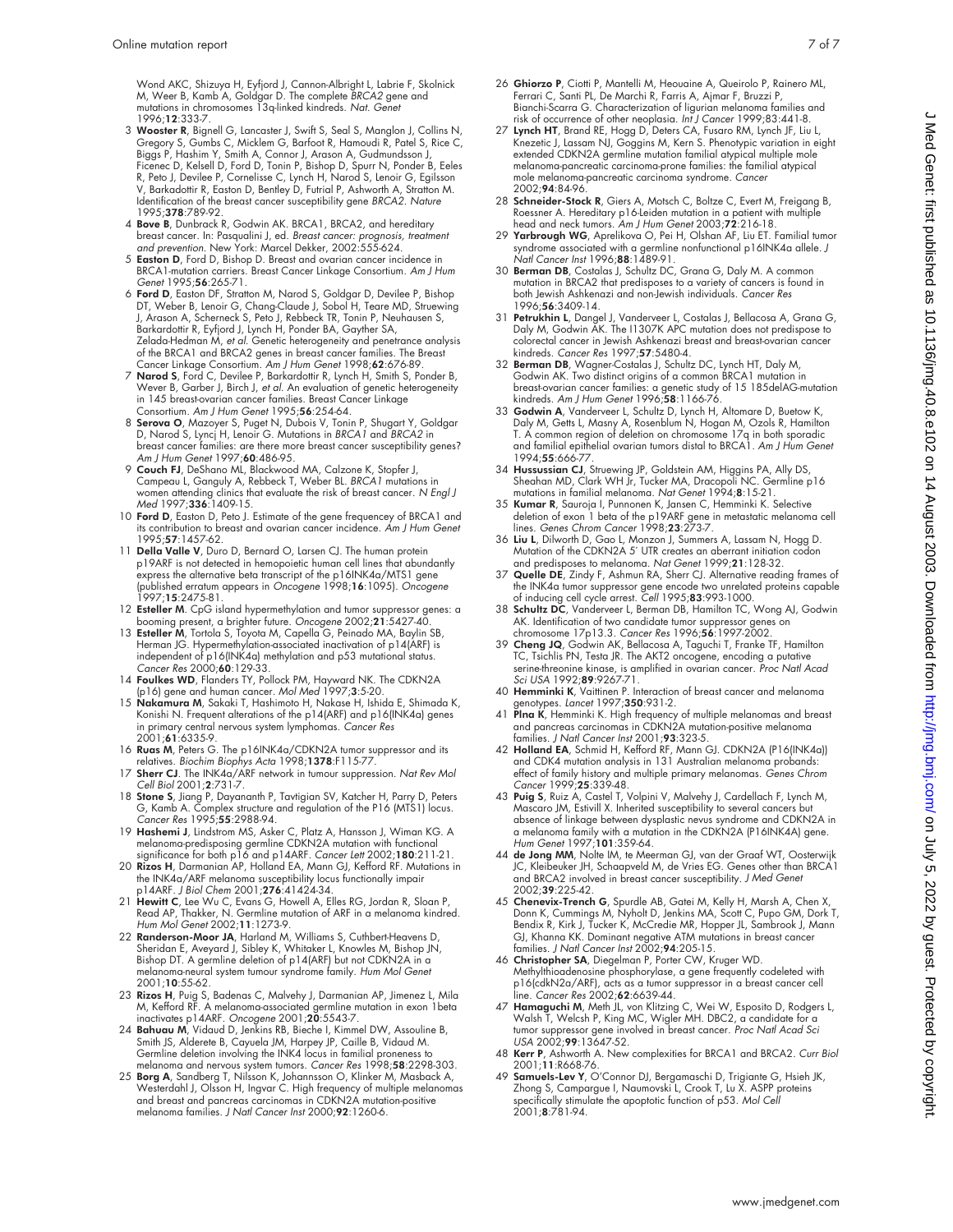Wond AKC, Shizuya H, Eyfjord J, Cannon-Albright L, Labrie F, Skolnick M, Weer B, Kamb A, Goldgar D. The complete *BRCA2* gene and mutations in chromosomes 13q-linked kindreds. *Nat. Genet* 1996;**12**:333-7.

3 **Wooster R**, Bignell G, Lancaster J, Swift S, Seal S, Manglon J, Collins N, Gregory S, Gumbs C, Micklem G, Barfoot R, Hamoudi R, Patel S, Rice C, Biggs P, Hashim Y, Smith A, Connor J, Arason A, Gudmundsson J, Ficenec D, Kelsell D, Ford D, Tonin P, Bishop D, Spurr N, Ponder B, Eeles R, Peto J, Devilee P, Cornelisse C, Lynch H, Narod S, Lenoir G, Egilsson V, Barkadottir R, Easton D, Bentley D, Futrial P, Ashworth A, Stratton M. Identification of the breast cancer susceptibility gene *BRCA2*. *Nature* 1995;**378**:789-92.

4 **Bove B**, Dunbrack R, Godwin AK. BRCA1, BRCA2, and hereditary breast cancer. In: Pasqualini J, ed. *Breast cancer: prognosis, treatment and prevention.* New York: Marcel Dekker, 2002:555-624.

5 **Easton D**, Ford D, Bishop D. Breast and ovarian cancer incidence in BRCA1-mutation carriers. Breast Cancer Linkage Consortium. *Am J Hum Genet* 1995;**56**:265-71.

6 **Ford D**, Easton DF, Stratton M, Narod S, Goldgar D, Devilee P, Bishop DT, Weber B, Lenoir G, Chang-Claude J, Sobol H, Teare MD, Struewing J, Arason A, Scherneck S, Peto J, Rebbeck TR, Tonin P, Neuhausen S, Barkardottir R, Eyfjord J, Lynch H, Ponder BA, Gayther SA, Zelada-Hedman M, *et al.* Genetic heterogeneity and penetrance analysis of the BRCA1 and BRCA2 genes in breast cancer families. The Breast Cancer Linkage Consortium. *Am J Hum Genet* 1998;**62**:676-89.

7 **Narod S**, Ford C, Devilee P, Barkardottir R, Lynch H, Smith S, Ponder B, Wever B, Garber J, Birch J, *et al.* An evaluation of genetic heterogeneity in 145 breast-ovarian cancer families. Breast Cancer Linkage Consortium. *Am J Hum Genet* 1995;**56**:254-64.

8 **Serova O**, Mazoyer S, Puget N, Dubois V, Tonin P, Shugart Y, Goldgar D, Narod S, Lyncj H, Lenoir G. Mutations in *BRCA1* and *BRCA2* in breast cancer families: are there more breast cancer susceptibility genes? *Am J Hum Genet* 1997;**60**:486-95.

9 **Couch FJ**, DeShano ML, Blackwood MA, Calzone K, Stopfer J, Campeau L, Ganguly A, Rebbeck T, Weber BL. *BRCA1* mutations in women attending clinics that evaluate the risk of breast cancer. *N Engl J Med* 1997;**336**:1409-15.

10 **Ford D**, Easton D, Peto J. Estimate of the gene frequency of BRCA1 and its contribution to breast and ovarian cancer incidence. *Am J Hum Genet* 1995;**57**:1457-62.

11 **Della Valle V**, Duro D, Bernard O, Larsen CJ. The human protein p19ARF is not detected in hemopoietic human cell lines that abundantly express the alternative beta transcript of the p16INK4a/MTS1 gene (published erratum appears in *Oncogene* 1998;**16**:1095). *Oncogene* 1997;**15**:2475-81.

12 **Esteller M**. CpG island hypermethylation and tumor suppressor genes: a booming present, a brighter future. *Oncogene* 2002;**21**:5427-40.

13 **Esteller M**, Tortola S, Toyota M, Capella G, Peinado MA, Baylin SB, Herman JG. Hypermethylation-associated inactivation of p14(ARF) is independent of p16(INK4a) methylation and p53 mutational status. *Cancer Res* 2000;**60**:129-33.

14 **Foulkes WD**, Flanders TY, Pollock PM, Hayward NK. The CDKN2A (p16) gene and human cancer. *Mol Med* 1997;**3**:5-20.

15 **Nakamura M**, Sakaki T, Hashimoto H, Nakase H, Ishida E, Shimada K, Konishi N. Frequent alterations of the p14(ARF) and p16(INK4a) genes in primary central nervous system lymphomas. *Cancer Res* 2001;**61**:6335-9.

16 **Ruas M**, Peters G. The p16INK4a/CDKN2A tumor suppressor and its relatives. *Biochim Biophys Acta* 1998;**1378**:F115-77.

17 **Sherr CJ**. The INK4a/ARF network in tumour suppression. *Nat Rev Mol Cell Biol* 2001;**2**:731-7.

18 **Stone S**, Jiang P, Dayananth P, Tavtigian SV, Katcher H, Parry D, Peters G, Kamb A. Complex structure and regulation of the P16 (MTS1) locus. *Cancer Res* 1995;**55**:2988-94.

19 **Hashemi J**, Lindstrom MS, Asker C, Platz A, Hansson J, Wiman KG. A melanoma-predisposing germline CDKN2A mutation with functional significance for both p16 and p14ARF. *Cancer Lett* 2002;**180**:211-21.

20 **Rizos H**, Darmanian AP, Holland EA, Mann GJ, Kefford RF. Mutations in the INK4a/ARF melanoma susceptibility locus functionally impair p14ARF. *J Biol Chem* 2001;**276**:41424-34.

21 **Hewitt C**, Lee Wu C, Evans G, Howell A, Elles RG, Jordan R, Sloan P, Read AP, Thakker, N. Germline mutation of ARF in a melanoma kindred. *Hum Mol Genet* 2002;**11**:1273-9.

22 **Randerson-Moor JA**, Harland M, Williams S, Cuthbert-Heavens D, Sheridan E, Aveyard J, Sibley K, Whitaker L, Knowles M, Bishop JN, Bishop DT. A germline deletion of p14(ARF) but not CDKN2A in a melanoma-neural system tumour syndrome family. *Hum Mol Genet* 2001;**10**:55-62.

23 **Rizos H**, Puig S, Badenas C, Malvehy J, Darmanian AP, Jimenez L, Mila M, Kefford RF. A melanoma-associated germline mutation in exon 1beta inactivates p14ARF. *Oncogene* 2001;**20**:5543-7.

24 **Bahuau M**, Vidaud D, Jenkins RB, Bieche I, Kimmel DW, Assouline B, Smith JS, Alderete B, Cayuela JM, Harpey JP, Caille B, Vidaud M. Germline deletion involving the INK4 locus in familial proneness to melanoma and nervous system tumors. *Cancer Res* 1998;**58**:2298-303.

25 **Borg A**, Sandberg T, Nilsson K, Johannsson O, Klinker M, Masback A, Westerdahl J, Olsson H, Ingvar C. High frequency of multiple melanomas and breast and pancreas carcinomas in CDKN2A mutation-positive melanoma families. *J Natl Cancer Inst* 2000;**92**:1260-6.

26 **Ghiorzo P**, Ciotti P, Mantelli M, Heouaine A, Queirolo P, Rainero ML, Ferrari C, Santi PL, De Marchi R, Farris A, Ajmar F, Bruzzi P, Bianchi-Scarra G. Characterization of ligurian melanoma families and risk of occurrence of other neoplasia. *Int J Cancer* 1999;**83**:441-8.

27 **Lynch HT**, Brand RE, Hogg D, Deters CA, Fusaro RM, Lynch JF, Liu L, Knezetic J, Lassam NJ, Goggins M, Kern S. Phenotypic variation in eight extended CDKN2A germline mutation familial atypical multiple mole melanoma-pancreatic carcinoma-prone families: the familial atypical mole melanoma-pancreatic carcinoma syndrome. *Cancer* 2002;**94**:84-96.

28 **Schneider-Stock R**, Giers A, Motsch C, Boltze C, Evert M, Freigang B, Roessner A. Hereditary p16-Leiden mutation in a patient with multiple head and neck tumors. *Am J Hum Genet* 2003;**72**:216-18.

29 **Yarbrough WG**, Aprelikova O, Pei H, Olshan AF, Liu ET. Familial tumor syndrome associated with a germline nonfunctional p16INK4a allele. *J Natl Cancer Inst* 1996;**88**:1489-91.

30 **Berman DB**, Costalas J, Schultz DC, Grana G, Daly M. A common mutation in BRCA2 that predisposes to a variety of cancers is found in both Jewish Ashkenazi and non-Jewish individuals. *Cancer Res* 1996;**56**:3409-14.

31 **Petrukhin L**, Dangel J, Vanderveer L, Costalas J, Bellacosa A, Grana G, Daly M, Godwin AK. The I1307K APC mutation does not predispose to colorectal cancer in Jewish Ashkenazi breast and breast-ovarian cancer kindreds. *Cancer Res* 1997;**57**:5480-4.

32 **Berman DB**, Wagner-Costalas J, Schultz DC, Lynch HT, Daly M, Godwin AK. Two distinct origins of a common BRCA1 mutation in breast-ovarian cancer families: a genetic study of 15 185delAG-mutation kindreds. *Am J Hum Genet* 1996;**58**:1166-76.

33 **Godwin A**, Vanderveer L, Schultz D, Lynch H, Altomare D, Buetow K, Daly M, Getts L, Masny A, Rosenblum N, Hogan M, Ozols R, Hamilton T. A common region of deletion on chromosome 17q in both sporadic and familial epithelial ovarian tumors distal to BRCA1. *Am J Hum Genet* 1994;**55**:666-77.

34 **Hussussian CJ**, Struewing JP, Goldstein AM, Higgins PA, Ally DS, Sheahan MD, Clark WH Jr, Tucker MA, Dracopoli NC. Germline p16 mutations in familial melanoma. *Nat Genet* 1994;**8**:15-21.

35 **Kumar R**, Sauroja I, Punnonen K, Jansen C, Hemminki K. Selective deletion of exon 1 beta of the p19ARF gene in metastatic melanoma cell lines. *Genes Chrom Cancer* 1998;**23**:273-7.

36 **Liu L**, Dilworth D, Gao L, Monzon J, Summers A, Lassam N, Hogg D. Mutation of the CDKN2A 5′ UTR creates an aberrant initiation codon and predisposes to melanoma. *Nat Genet* 1999;**21**:128-32.

37 **Quelle DE**, Zindy F, Ashmun RA, Sherr CJ. Alternative reading frames of the INK4a tumor suppressor gene encode two unrelated proteins capable of inducing cell cycle arrest. *Cell* 1995;**83**:993-1000.

38 **Schultz DC**, Vanderveer L, Berman DB, Hamilton TC, Wong AJ, Godwin AK. Identification of two candidate tumor suppressor genes on chromosome 17p13.3. *Cancer Res* 1996;**56**:1997-2002.

39 **Cheng JQ**, Godwin AK, Bellacosa A, Taguchi T, Franke TF, Hamilton TC, Tsichlis PN, Testa JR. The AKT2 oncogene, encoding a putative serine-threonine kinase, is amplified in ovarian cancer. *Proc Natl Acad Sci USA* 1992;**89**:9267-71.

40 **Hemminki K**, Vaittinen P. Interaction of breast cancer and melanoma genotypes. *Lancet* 1997;**350**:931-2.

41 **Plna K**, Hemminki K. High frequency of multiple melanomas and breast and pancreas carcinomas in CDKN2A mutation-positive melanoma families. *J Natl Cancer Inst* 2001;**93**:323-5.

42 **Holland EA**, Schmid H, Kefford RF, Mann GJ. CDKN2A (P16(INK4a)) and CDK4 mutation analysis in 131 Australian melanoma probands: effect of family history and multiple primary melanomas. *Genes Chrom Cancer* 1999;**25**:339-48.

43 **Puig S**, Ruiz A, Castel T, Volpini V, Malvehy J, Cardellach F, Lynch M, Mascaro JM, Estivill X. Inherited susceptibility to several cancers but absence of linkage between dysplastic nevus syndrome and CDKN2A in a melanoma family with a mutation in the CDKN2A (P16INK4A) gene. *Hum Genet* 1997;**101**:359-64.

44 **de Jong MM**, Nolte IM, te Meerman GJ, van der Graaf WT, Oosterwijk JC, Kleibeuker JH, Schaapveld M, de Vries EG. Genes other than BRCA1 and BRCA2 involved in breast cancer susceptibility. *J Med Genet* 2002;**39**:225-42.

45 **Chenevix-Trench G**, Spurdle AB, Gatei M, Kelly H, Marsh A, Chen X, Donn K, Cummings M, Nyholt D, Jenkins MA, Scott C, Pupo GM, Dork T, Bendix R, Kirk J, Tucker K, McCredie MR, Hopper JL, Sambrook J, Mann GJ, Khanna KK. Dominant negative ATM mutations in breast cancer families. *J Natl Cancer Inst* 2002;**94**:205-15.

46 **Christopher SA**, Diegelman P, Porter CW, Kruger WD. Methylthioadenosine phosphorylase, a gene frequently codeleted with p16(cdkN2a/ARF), acts as a tumor suppressor in a breast cancer cell line. *Cancer Res* 2002;**62**:6639-44.

47 **Hamaguchi M**, Meth JL, von Klitzing C, Wei W, Esposito D, Rodgers L, Walsh T, Welcsh P, King MC, Wigler MH. DBC2, a candidate for a tumor suppressor gene involved in breast cancer. *Proc Natl Acad Sci USA* 2002;**99**:13647-52.

48 **Kerr P**, Ashworth A. New complexities for BRCA1 and BRCA2. *Curr Biol* 2001;**11**:R668-76.

49 **Samuels-Lev Y**, O'Connor DJ, Bergamaschi D, Trigiante G, Hsieh JK, Zhong S, Campargue I, Naumovski L, Crook T, Lu X. ASPP proteins specifically stimulate the apoptotic function of p53. *Mol Cell* 2001;**8**:781-94.